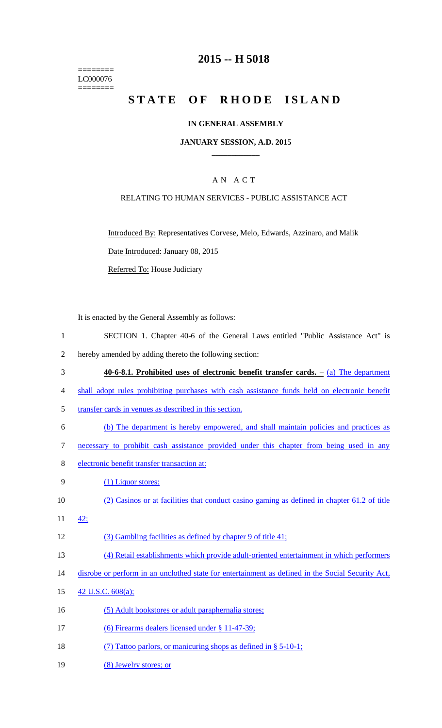========
LC000076
========

# 2015 -- H 5018

# STATE OF RHODE ISLAND

## IN GENERAL ASSEMBLY

### JANUARY SESSION, A.D. 2015

## A N A C T

### RELATING TO HUMAN SERVICES - PUBLIC ASSISTANCE ACT

Introduced By: Representatives Corvese, Melo, Edwards, Azzinaro, and Malik

Date Introduced: January 08, 2015

Referred To: House Judiciary

It is enacted by the General Assembly as follows:

1 SECTION 1. Chapter 40-6 of the General Laws entitled "Public Assistance Act" is
2 hereby amended by adding thereto the following section:

3 **40-6-8.1. Prohibited uses of electronic benefit transfer cards. –** (a) The department
4 shall adopt rules prohibiting purchases with cash assistance funds held on electronic benefit
5 transfer cards in venues as described in this section.

6 (b) The department is hereby empowered, and shall maintain policies and practices as
7 necessary to prohibit cash assistance provided under this chapter from being used in any
8 electronic benefit transfer transaction at:

9 (1) Liquor stores:

10 (2) Casinos or at facilities that conduct casino gaming as defined in chapter 61.2 of title
11 42;

12 (3) Gambling facilities as defined by chapter 9 of title 41;

13 (4) Retail establishments which provide adult-oriented entertainment in which performers
14 disrobe or perform in an unclothed state for entertainment as defined in the Social Security Act,
15 42 U.S.C. 608(a);

16 (5) Adult bookstores or adult paraphernalia stores;

17 (6) Firearms dealers licensed under § 11-47-39;

18 (7) Tattoo parlors, or manicuring shops as defined in § 5-10-1;

19 (8) Jewelry stores; or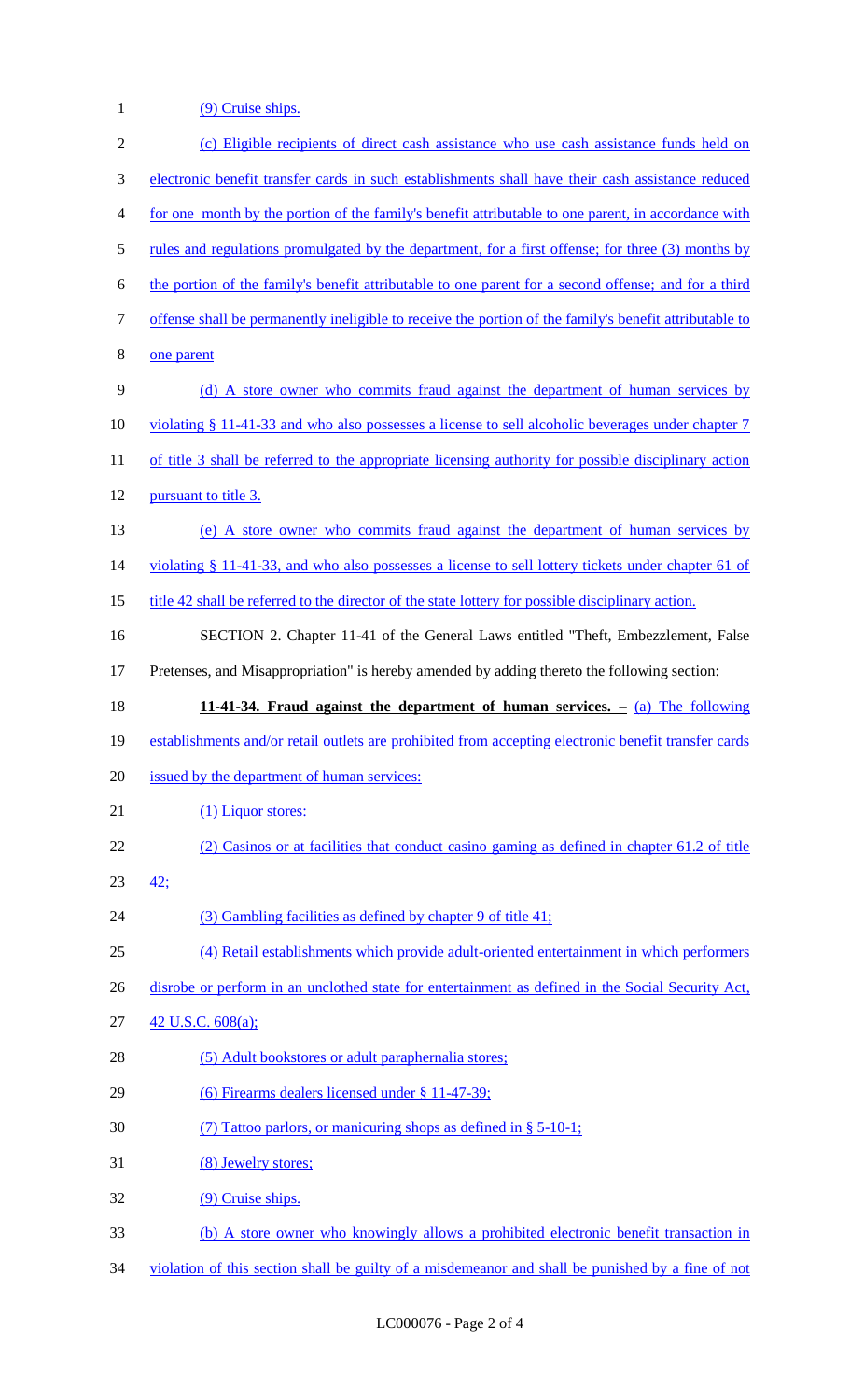(9) Cruise ships.

(c) Eligible recipients of direct cash assistance who use cash assistance funds held on electronic benefit transfer cards in such establishments shall have their cash assistance reduced for one month by the portion of the family's benefit attributable to one parent, in accordance with rules and regulations promulgated by the department, for a first offense; for three (3) months by the portion of the family's benefit attributable to one parent for a second offense; and for a third offense shall be permanently ineligible to receive the portion of the family's benefit attributable to one parent

(d) A store owner who commits fraud against the department of human services by violating § 11-41-33 and who also possesses a license to sell alcoholic beverages under chapter 7 of title 3 shall be referred to the appropriate licensing authority for possible disciplinary action pursuant to title 3.

(e) A store owner who commits fraud against the department of human services by violating § 11-41-33, and who also possesses a license to sell lottery tickets under chapter 61 of title 42 shall be referred to the director of the state lottery for possible disciplinary action.

SECTION 2. Chapter 11-41 of the General Laws entitled "Theft, Embezzlement, False Pretenses, and Misappropriation" is hereby amended by adding thereto the following section:

**11-41-34. Fraud against the department of human services. –** (a) The following establishments and/or retail outlets are prohibited from accepting electronic benefit transfer cards issued by the department of human services:

(1) Liquor stores:

(2) Casinos or at facilities that conduct casino gaming as defined in chapter 61.2 of title 42;

(3) Gambling facilities as defined by chapter 9 of title 41;

(4) Retail establishments which provide adult-oriented entertainment in which performers disrobe or perform in an unclothed state for entertainment as defined in the Social Security Act, 42 U.S.C. 608(a);

(5) Adult bookstores or adult paraphernalia stores;

(6) Firearms dealers licensed under § 11-47-39;

(7) Tattoo parlors, or manicuring shops as defined in § 5-10-1;

(8) Jewelry stores;

(9) Cruise ships.

(b) A store owner who knowingly allows a prohibited electronic benefit transaction in violation of this section shall be guilty of a misdemeanor and shall be punished by a fine of not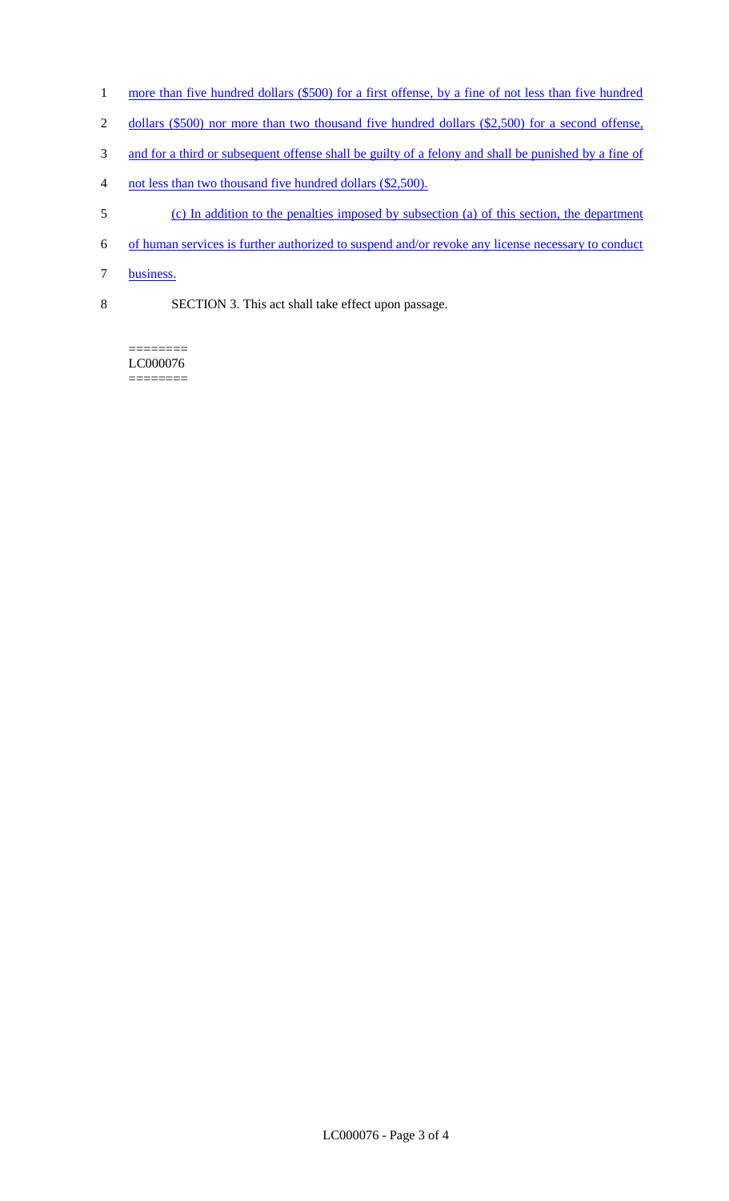more than five hundred dollars ($500) for a first offense, by a fine of not less than five hundred dollars ($500) nor more than two thousand five hundred dollars ($2,500) for a second offense, and for a third or subsequent offense shall be guilty of a felony and shall be punished by a fine of not less than two thousand five hundred dollars ($2,500).

(c) In addition to the penalties imposed by subsection (a) of this section, the department of human services is further authorized to suspend and/or revoke any license necessary to conduct business.

SECTION 3. This act shall take effect upon passage.

========
LC000076
========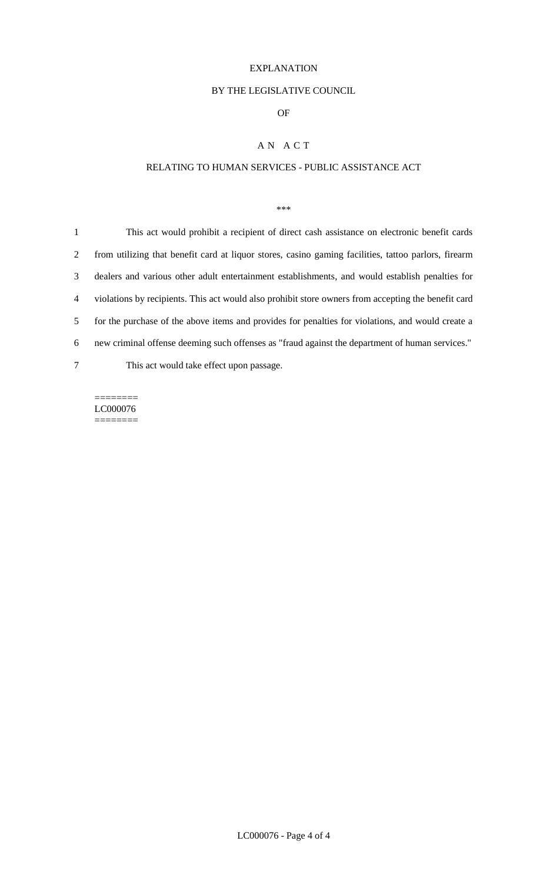EXPLANATION

BY THE LEGISLATIVE COUNCIL

OF

# A N A C T

RELATING TO HUMAN SERVICES - PUBLIC ASSISTANCE ACT

\*\*\*

1 This act would prohibit a recipient of direct cash assistance on electronic benefit cards
2 from utilizing that benefit card at liquor stores, casino gaming facilities, tattoo parlors, firearm
3 dealers and various other adult entertainment establishments, and would establish penalties for
4 violations by recipients. This act would also prohibit store owners from accepting the benefit card
5 for the purchase of the above items and provides for penalties for violations, and would create a
6 new criminal offense deeming such offenses as "fraud against the department of human services."
7 This act would take effect upon passage.

========
LC000076
========